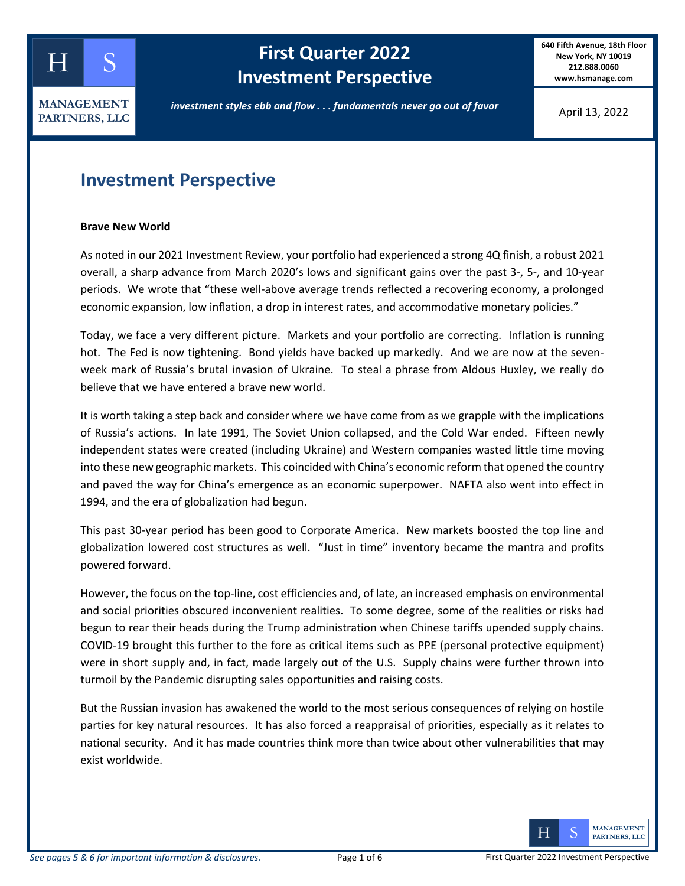# First Quarter 2022 Investment Perspective

640 Fifth Avenue, 18th Floor
New York, NY 10019
212.888.0060
www.hsmanage.com

HS MANAGEMENT PARTNERS, LLC

*investment styles ebb and flow . . . fundamentals never go out of favor*

April 13, 2022

## Investment Perspective

**Brave New World**

As noted in our 2021 Investment Review, your portfolio had experienced a strong 4Q finish, a robust 2021 overall, a sharp advance from March 2020's lows and significant gains over the past 3-, 5-, and 10-year periods. We wrote that "these well-above average trends reflected a recovering economy, a prolonged economic expansion, low inflation, a drop in interest rates, and accommodative monetary policies."

Today, we face a very different picture. Markets and your portfolio are correcting. Inflation is running hot. The Fed is now tightening. Bond yields have backed up markedly. And we are now at the seven-week mark of Russia's brutal invasion of Ukraine. To steal a phrase from Aldous Huxley, we really do believe that we have entered a brave new world.

It is worth taking a step back and consider where we have come from as we grapple with the implications of Russia's actions. In late 1991, The Soviet Union collapsed, and the Cold War ended. Fifteen newly independent states were created (including Ukraine) and Western companies wasted little time moving into these new geographic markets. This coincided with China's economic reform that opened the country and paved the way for China's emergence as an economic superpower. NAFTA also went into effect in 1994, and the era of globalization had begun.

This past 30-year period has been good to Corporate America. New markets boosted the top line and globalization lowered cost structures as well. "Just in time" inventory became the mantra and profits powered forward.

However, the focus on the top-line, cost efficiencies and, of late, an increased emphasis on environmental and social priorities obscured inconvenient realities. To some degree, some of the realities or risks had begun to rear their heads during the Trump administration when Chinese tariffs upended supply chains. COVID-19 brought this further to the fore as critical items such as PPE (personal protective equipment) were in short supply and, in fact, made largely out of the U.S. Supply chains were further thrown into turmoil by the Pandemic disrupting sales opportunities and raising costs.

But the Russian invasion has awakened the world to the most serious consequences of relying on hostile parties for key natural resources. It has also forced a reappraisal of priorities, especially as it relates to national security. And it has made countries think more than twice about other vulnerabilities that may exist worldwide.

*See pages 5 & 6 for important information & disclosures.*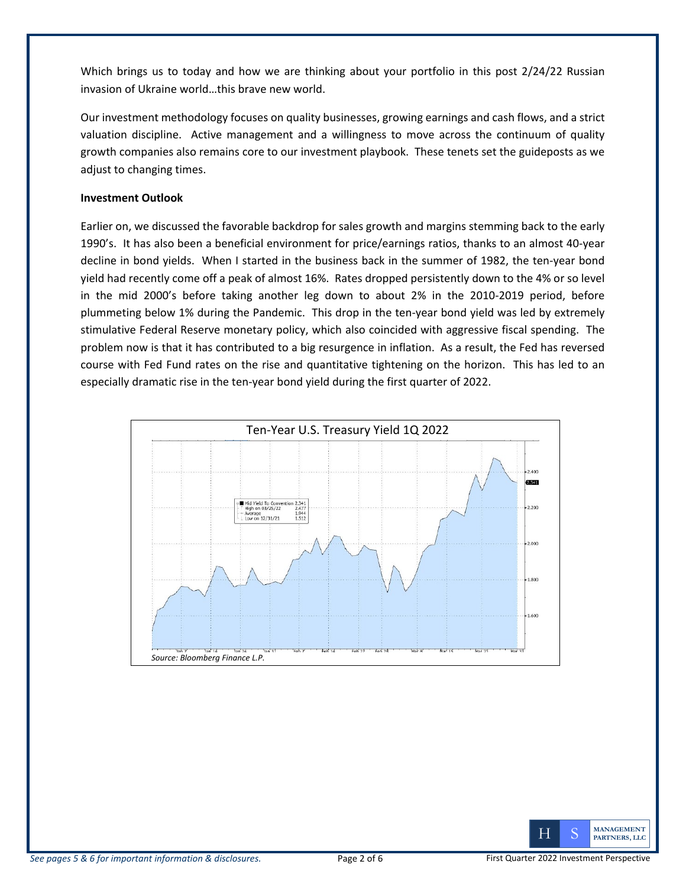Which brings us to today and how we are thinking about your portfolio in this post 2/24/22 Russian invasion of Ukraine world…this brave new world.

Our investment methodology focuses on quality businesses, growing earnings and cash flows, and a strict valuation discipline. Active management and a willingness to move across the continuum of quality growth companies also remains core to our investment playbook. These tenets set the guideposts as we adjust to changing times.

**Investment Outlook**

Earlier on, we discussed the favorable backdrop for sales growth and margins stemming back to the early 1990's. It has also been a beneficial environment for price/earnings ratios, thanks to an almost 40-year decline in bond yields. When I started in the business back in the summer of 1982, the ten-year bond yield had recently come off a peak of almost 16%. Rates dropped persistently down to the 4% or so level in the mid 2000's before taking another leg down to about 2% in the 2010-2019 period, before plummeting below 1% during the Pandemic. This drop in the ten-year bond yield was led by extremely stimulative Federal Reserve monetary policy, which also coincided with aggressive fiscal spending. The problem now is that it has contributed to a big resurgence in inflation. As a result, the Fed has reversed course with Fed Fund rates on the rise and quantitative tightening on the horizon. This has led to an especially dramatic rise in the ten-year bond yield during the first quarter of 2022.

Ten-Year U.S. Treasury Yield 1Q 2022

*Source: Bloomberg Finance L.P.*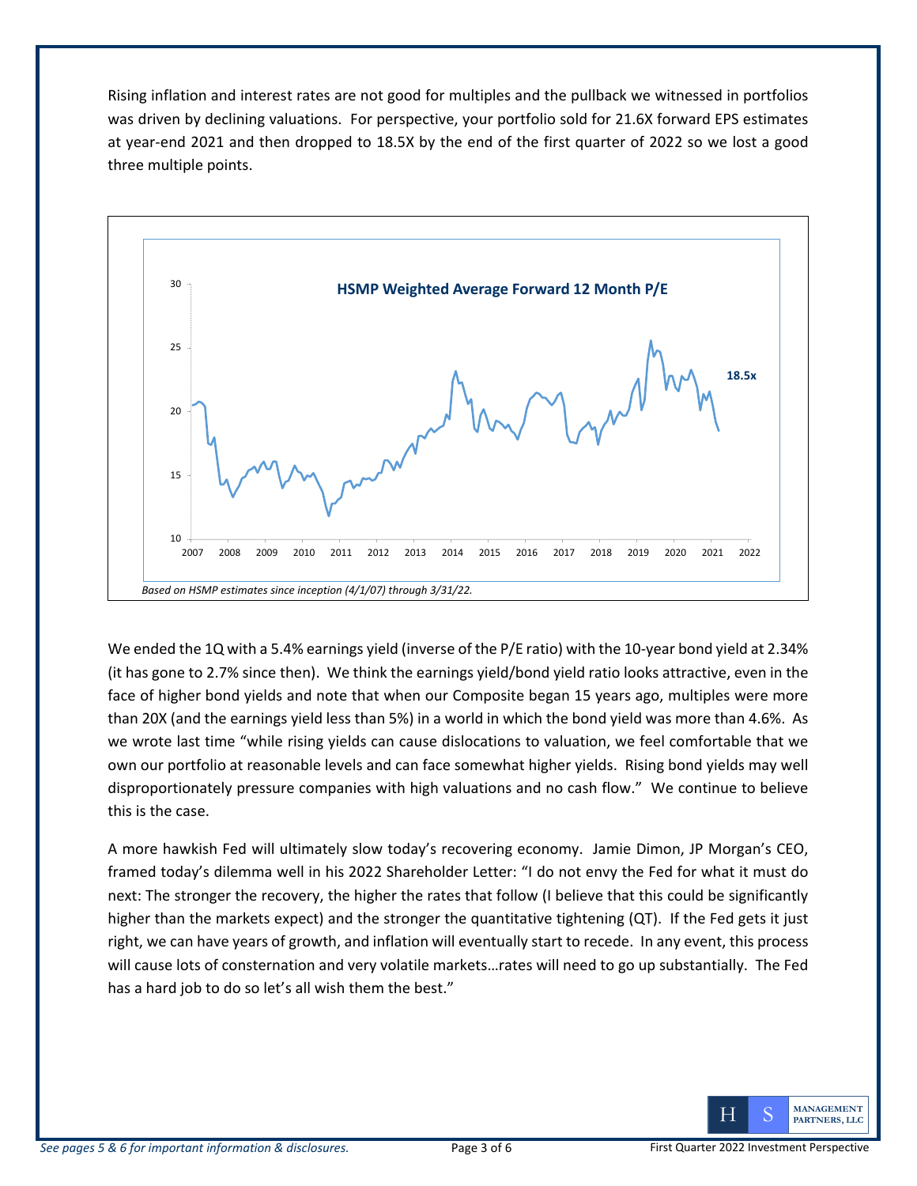Rising inflation and interest rates are not good for multiples and the pullback we witnessed in portfolios was driven by declining valuations. For perspective, your portfolio sold for 21.6X forward EPS estimates at year-end 2021 and then dropped to 18.5X by the end of the first quarter of 2022 so we lost a good three multiple points.

**HSMP Weighted Average Forward 12 Month P/E**

18.5x

*Based on HSMP estimates since inception (4/1/07) through 3/31/22.*

We ended the 1Q with a 5.4% earnings yield (inverse of the P/E ratio) with the 10-year bond yield at 2.34% (it has gone to 2.7% since then). We think the earnings yield/bond yield ratio looks attractive, even in the face of higher bond yields and note that when our Composite began 15 years ago, multiples were more than 20X (and the earnings yield less than 5%) in a world in which the bond yield was more than 4.6%. As we wrote last time "while rising yields can cause dislocations to valuation, we feel comfortable that we own our portfolio at reasonable levels and can face somewhat higher yields. Rising bond yields may well disproportionately pressure companies with high valuations and no cash flow." We continue to believe this is the case.

A more hawkish Fed will ultimately slow today's recovering economy. Jamie Dimon, JP Morgan's CEO, framed today's dilemma well in his 2022 Shareholder Letter: "I do not envy the Fed for what it must do next: The stronger the recovery, the higher the rates that follow (I believe that this could be significantly higher than the markets expect) and the stronger the quantitative tightening (QT). If the Fed gets it just right, we can have years of growth, and inflation will eventually start to recede. In any event, this process will cause lots of consternation and very volatile markets…rates will need to go up substantially. The Fed has a hard job to do so let's all wish them the best."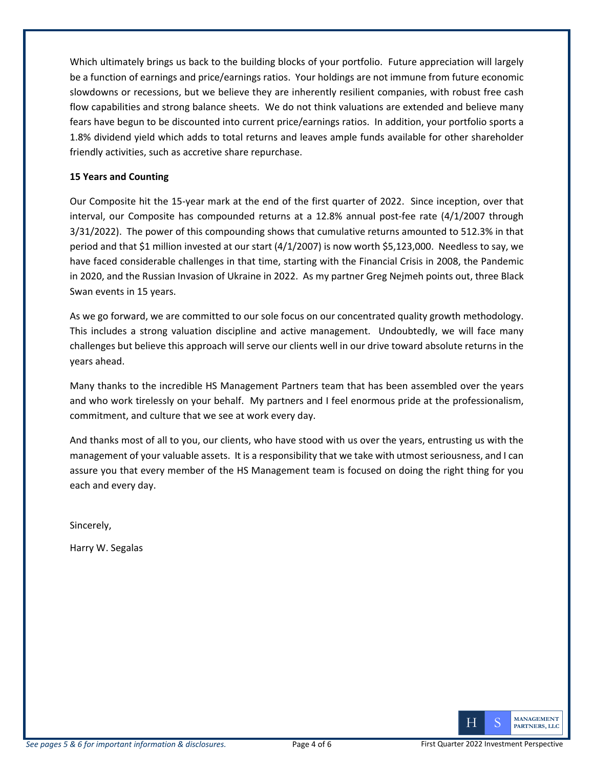Which ultimately brings us back to the building blocks of your portfolio. Future appreciation will largely be a function of earnings and price/earnings ratios. Your holdings are not immune from future economic slowdowns or recessions, but we believe they are inherently resilient companies, with robust free cash flow capabilities and strong balance sheets. We do not think valuations are extended and believe many fears have begun to be discounted into current price/earnings ratios. In addition, your portfolio sports a 1.8% dividend yield which adds to total returns and leaves ample funds available for other shareholder friendly activities, such as accretive share repurchase.

**15 Years and Counting**

Our Composite hit the 15-year mark at the end of the first quarter of 2022. Since inception, over that interval, our Composite has compounded returns at a 12.8% annual post-fee rate (4/1/2007 through 3/31/2022). The power of this compounding shows that cumulative returns amounted to 512.3% in that period and that $1 million invested at our start (4/1/2007) is now worth $5,123,000. Needless to say, we have faced considerable challenges in that time, starting with the Financial Crisis in 2008, the Pandemic in 2020, and the Russian Invasion of Ukraine in 2022. As my partner Greg Nejmeh points out, three Black Swan events in 15 years.

As we go forward, we are committed to our sole focus on our concentrated quality growth methodology. This includes a strong valuation discipline and active management. Undoubtedly, we will face many challenges but believe this approach will serve our clients well in our drive toward absolute returns in the years ahead.

Many thanks to the incredible HS Management Partners team that has been assembled over the years and who work tirelessly on your behalf. My partners and I feel enormous pride at the professionalism, commitment, and culture that we see at work every day.

And thanks most of all to you, our clients, who have stood with us over the years, entrusting us with the management of your valuable assets. It is a responsibility that we take with utmost seriousness, and I can assure you that every member of the HS Management team is focused on doing the right thing for you each and every day.

Sincerely,

Harry W. Segalas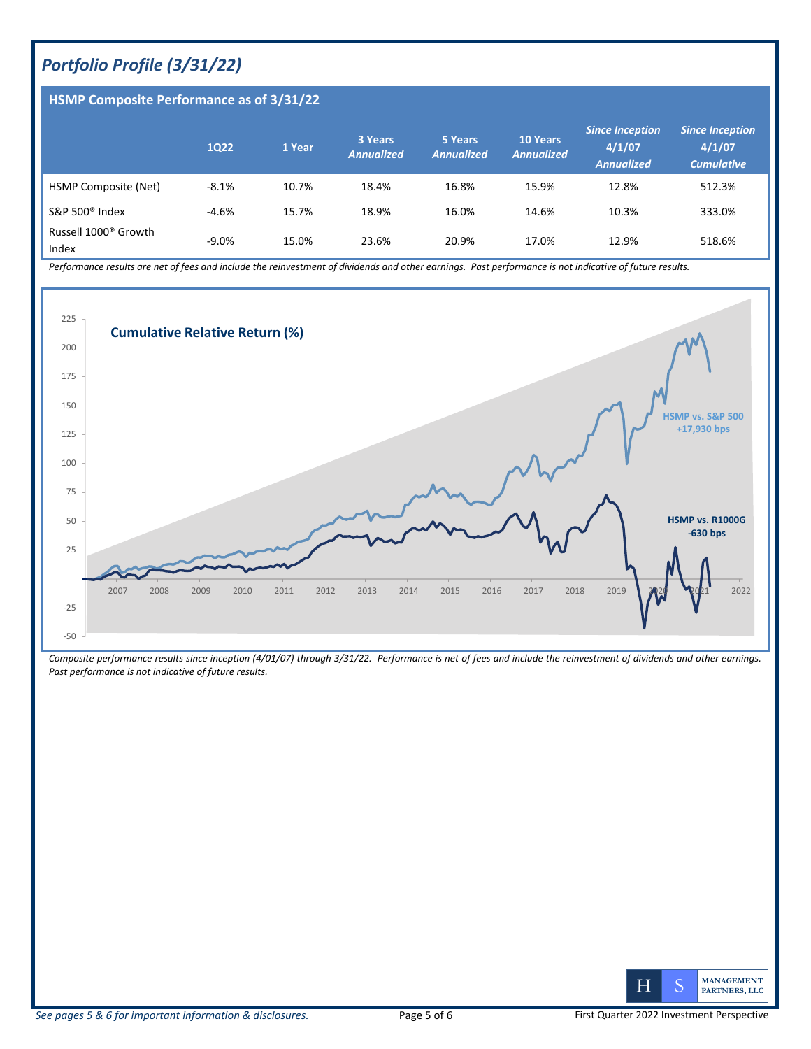# *Portfolio Profile (3/31/22)*

## HSMP Composite Performance as of 3/31/22

| | 1Q22 | 1 Year | 3 Years *Annualized* | 5 Years *Annualized* | 10 Years *Annualized* | *Since Inception 4/1/07 Annualized* | *Since Inception 4/1/07 Cumulative* |
|---|---|---|---|---|---|---|---|
| HSMP Composite (Net) | -8.1% | 10.7% | 18.4% | 16.8% | 15.9% | 12.8% | 512.3% |
| S&P 500® Index | -4.6% | 15.7% | 18.9% | 16.0% | 14.6% | 10.3% | 333.0% |
| Russell 1000® Growth Index | -9.0% | 15.0% | 23.6% | 20.9% | 17.0% | 12.9% | 518.6% |

*Performance results are net of fees and include the reinvestment of dividends and other earnings. Past performance is not indicative of future results.*

**Cumulative Relative Return (%)**

HSMP vs. S&P 500 +17,930 bps

HSMP vs. R1000G -630 bps

*Composite performance results since inception (4/01/07) through 3/31/22. Performance is net of fees and include the reinvestment of dividends and other earnings. Past performance is not indicative of future results.*

*See pages 5 & 6 for important information & disclosures.*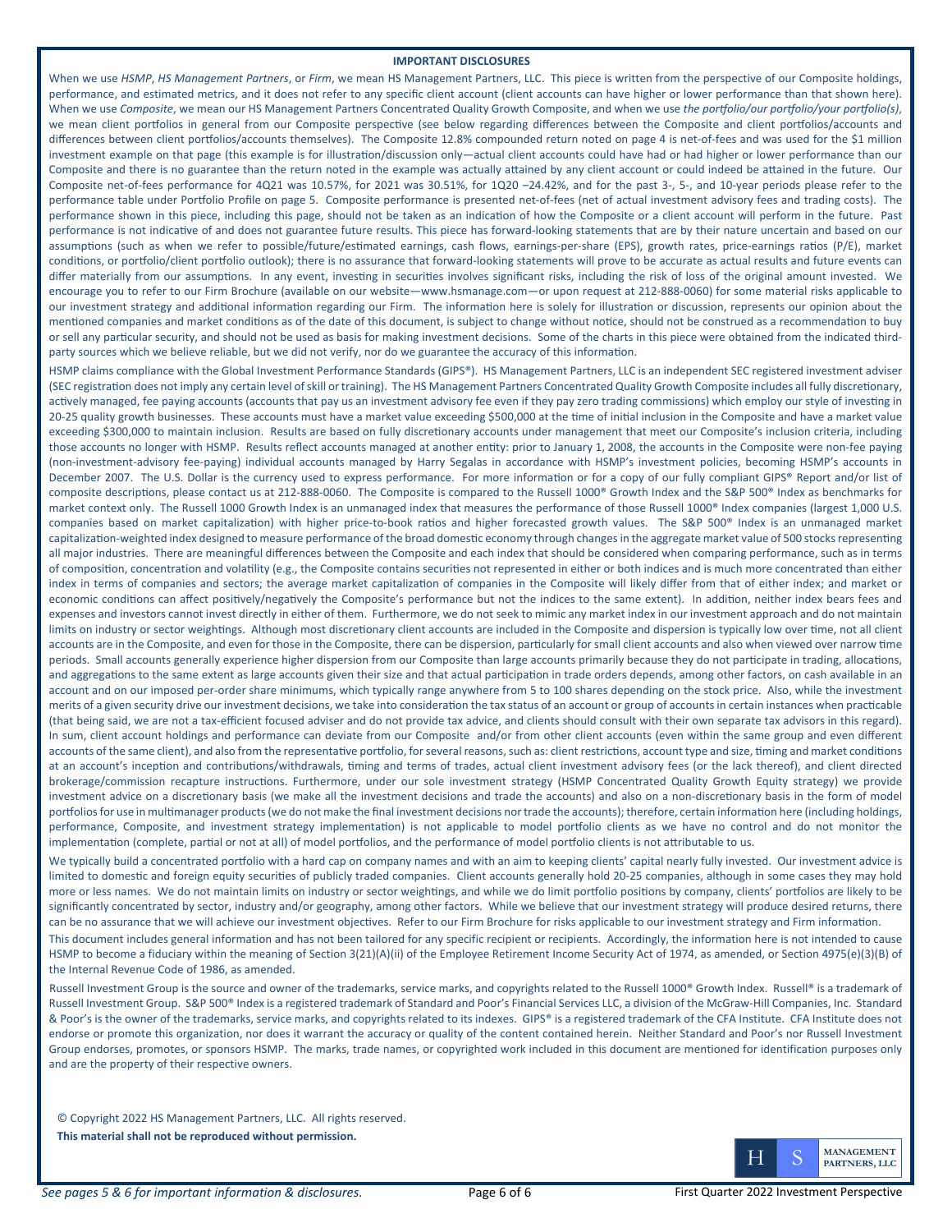## IMPORTANT DISCLOSURES

When we use *HSMP*, *HS Management Partners*, or *Firm*, we mean HS Management Partners, LLC. This piece is written from the perspective of our Composite holdings, performance, and estimated metrics, and it does not refer to any specific client account (client accounts can have higher or lower performance than shown here). When we use *Composite*, we mean our HS Management Partners Concentrated Quality Growth Composite, and when we use *the portfolio/our portfolio/your portfolio(s)*, we mean client portfolios in general from our Composite perspective (see below regarding differences between the Composite and client portfolios/accounts and differences between client portfolios/accounts themselves). The Composite 12.8% compounded return noted on page 4 is net-of-fees and was used for the $1 million investment example on that page (this example is for illustration/discussion only—actual client accounts could have had or had higher or lower performance than our Composite and there is no guarantee than the return noted in the example was actually attained by any client account or could indeed be attained in the future. Our Composite net-of-fees performance for 4Q21 was 10.57%, for 2021 was 30.51%, for 1Q20 –24.42%, and for the past 3-, 5-, and 10-year periods please refer to the performance table under Portfolio Profile on page 5. Composite performance is presented net-of-fees (net of actual investment advisory fees and trading costs). The performance shown in this piece, including this page, should not be taken as an indication of how the Composite or a client account will perform in the future. Past performance is not indicative of and does not guarantee future results. This piece has forward-looking statements that are by their nature uncertain and based on our assumptions (such as when we refer to possible/future/estimated earnings, cash flows, earnings-per-share (EPS), growth rates, price-earnings ratios (P/E), market conditions, or portfolio/client portfolio outlook); there is no assurance that forward-looking statements will prove to be accurate as actual results and future events can differ materially from our assumptions. In any event, investing in securities involves significant risks, including the risk of loss of the original amount invested. We encourage you to refer to our Firm Brochure (available on our website—www.hsmanage.com—or upon request at 212-888-0060) for some material risks applicable to our investment strategy and additional information regarding our Firm. The information here is solely for illustration or discussion, represents our opinion about the mentioned companies and market conditions as of the date of this document, is subject to change without notice, should not be construed as a recommendation to buy or sell any particular security, and should not be used as basis for making investment decisions. Some of the charts in this piece were obtained from the indicated third-party sources which we believe reliable, but we did not verify, nor do we guarantee the accuracy of this information.

HSMP claims compliance with the Global Investment Performance Standards (GIPS®). HS Management Partners, LLC is an independent SEC registered investment adviser (SEC registration does not imply any certain level of skill or training). The HS Management Partners Concentrated Quality Growth Composite includes all fully discretionary, actively managed, fee paying accounts (accounts that pay us an investment advisory fee even if they pay zero trading commissions) which employ our style of investing in 20-25 quality growth businesses. These accounts must have a market value exceeding $500,000 at the time of initial inclusion in the Composite and have a market value exceeding $300,000 to maintain inclusion. Results are based on fully discretionary accounts under management that meet our Composite's inclusion criteria, including those accounts no longer with HSMP. Results reflect accounts managed at another entity: prior to January 1, 2008, the accounts in the Composite were non-fee paying (non-investment-advisory fee-paying) individual accounts managed by Harry Segalas in accordance with HSMP's investment policies, becoming HSMP's accounts in December 2007. The U.S. Dollar is the currency used to express performance. For more information or for a copy of our fully compliant GIPS® Report and/or list of composite descriptions, please contact us at 212-888-0060. The Composite is compared to the Russell 1000® Growth Index and the S&P 500® Index as benchmarks for market context only. The Russell 1000 Growth Index is an unmanaged index that measures the performance of those Russell 1000® Index companies (largest 1,000 U.S. companies based on market capitalization) with higher price-to-book ratios and higher forecasted growth values. The S&P 500® Index is an unmanaged market capitalization-weighted index designed to measure performance of the broad domestic economy through changes in the aggregate market value of 500 stocks representing all major industries. There are meaningful differences between the Composite and each index that should be considered when comparing performance, such as in terms of composition, concentration and volatility (e.g., the Composite contains securities not represented in either or both indices and is much more concentrated than either index in terms of companies and sectors; the average market capitalization of companies in the Composite will likely differ from that of either index; and market or economic conditions can affect positively/negatively the Composite's performance but not the indices to the same extent). In addition, neither index bears fees and expenses and investors cannot invest directly in either of them. Furthermore, we do not seek to mimic any market index in our investment approach and do not maintain limits on industry or sector weightings. Although most discretionary client accounts are included in the Composite and dispersion is typically low over time, not all client accounts are in the Composite, and even for those in the Composite, there can be dispersion, particularly for small client accounts and also when viewed over narrow time periods. Small accounts generally experience higher dispersion from our Composite than large accounts primarily because they do not participate in trading, allocations, and aggregations to the same extent as large accounts given their size and that actual participation in trade orders depends, among other factors, on cash available in an account and on our imposed per-order share minimums, which typically range anywhere from 5 to 100 shares depending on the stock price. Also, while the investment merits of a given security drive our investment decisions, we take into consideration the tax status of an account or group of accounts in certain instances when practicable (that being said, we are not a tax-efficient focused adviser and do not provide tax advice, and clients should consult with their own separate tax advisors in this regard). In sum, client account holdings and performance can deviate from our Composite and/or from other client accounts (even within the same group and even different accounts of the same client), and also from the representative portfolio, for several reasons, such as: client restrictions, account type and size, timing and market conditions at an account's inception and contributions/withdrawals, timing and terms of trades, actual client investment advisory fees (or the lack thereof), and client directed brokerage/commission recapture instructions. Furthermore, under our sole investment strategy (HSMP Concentrated Quality Growth Equity strategy) we provide investment advice on a discretionary basis (we make all the investment decisions and trade the accounts) and also on a non-discretionary basis in the form of model portfolios for use in multimanager products (we do not make the final investment decisions nor trade the accounts); therefore, certain information here (including holdings, performance, Composite, and investment strategy implementation) is not applicable to model portfolio clients as we have no control and do not monitor the implementation (complete, partial or not at all) of model portfolios, and the performance of model portfolio clients is not attributable to us.

We typically build a concentrated portfolio with a hard cap on company names and with an aim to keeping clients' capital nearly fully invested. Our investment advice is limited to domestic and foreign equity securities of publicly traded companies. Client accounts generally hold 20-25 companies, although in some cases they may hold more or less names. We do not maintain limits on industry or sector weightings, and while we do limit portfolio positions by company, clients' portfolios are likely to be significantly concentrated by sector, industry and/or geography, among other factors. While we believe that our investment strategy will produce desired returns, there can be no assurance that we will achieve our investment objectives. Refer to our Firm Brochure for risks applicable to our investment strategy and Firm information.

This document includes general information and has not been tailored for any specific recipient or recipients. Accordingly, the information here is not intended to cause HSMP to become a fiduciary within the meaning of Section 3(21)(A)(ii) of the Employee Retirement Income Security Act of 1974, as amended, or Section 4975(e)(3)(B) of the Internal Revenue Code of 1986, as amended.

Russell Investment Group is the source and owner of the trademarks, service marks, and copyrights related to the Russell 1000® Growth Index. Russell® is a trademark of Russell Investment Group. S&P 500® Index is a registered trademark of Standard and Poor's Financial Services LLC, a division of the McGraw-Hill Companies, Inc. Standard & Poor's is the owner of the trademarks, service marks, and copyrights related to its indexes. GIPS® is a registered trademark of the CFA Institute. CFA Institute does not endorse or promote this organization, nor does it warrant the accuracy or quality of the content contained herein. Neither Standard and Poor's nor Russell Investment Group endorses, promotes, or sponsors HSMP. The marks, trade names, or copyrighted work included in this document are mentioned for identification purposes only and are the property of their respective owners.

© Copyright 2022 HS Management Partners, LLC. All rights reserved.

**This material shall not be reproduced without permission.**

H S MANAGEMENT PARTNERS, LLC